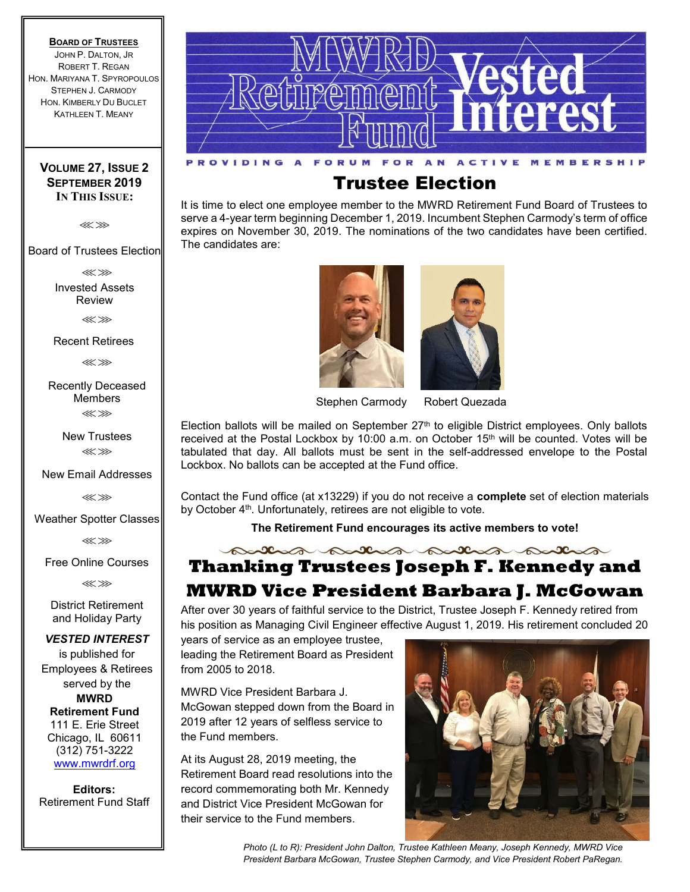# MWRD Retirement Fund Vested Interest

PROVIDING A FORUM FOR AN ACTIVE MEMBERSHIP

**BOARD OF TRUSTEES**
JOHN P. DALTON, JR
ROBERT T. REGAN
HON. MARIYANA T. SPYROPOULOS
STEPHEN J. CARMODY
HON. KIMBERLY DU BUCLET
KATHLEEN T. MEANY

**VOLUME 27, ISSUE 2**
**SEPTEMBER 2019**
**IN THIS ISSUE:**

- Board of Trustees Election
- Invested Assets Review
- Recent Retirees
- Recently Deceased Members
- New Trustees
- New Email Addresses
- Weather Spotter Classes
- Free Online Courses
- District Retirement and Holiday Party

***VESTED INTEREST*** is published for Employees & Retirees served by the **MWRD Retirement Fund**
111 E. Erie Street
Chicago, IL 60611
(312) 751-3222
www.mwrdrf.org

**Editors:**
Retirement Fund Staff

## Trustee Election

It is time to elect one employee member to the MWRD Retirement Fund Board of Trustees to serve a 4-year term beginning December 1, 2019. Incumbent Stephen Carmody's term of office expires on November 30, 2019. The nominations of the two candidates have been certified. The candidates are:

Stephen Carmody Robert Quezada

Election ballots will be mailed on September 27th to eligible District employees. Only ballots received at the Postal Lockbox by 10:00 a.m. on October 15th will be counted. Votes will be tabulated that day. All ballots must be sent in the self-addressed envelope to the Postal Lockbox. No ballots can be accepted at the Fund office.

Contact the Fund office (at x13229) if you do not receive a **complete** set of election materials by October 4th. Unfortunately, retirees are not eligible to vote.

**The Retirement Fund encourages its active members to vote!**

## Thanking Trustees Joseph F. Kennedy and MWRD Vice President Barbara J. McGowan

After over 30 years of faithful service to the District, Trustee Joseph F. Kennedy retired from his position as Managing Civil Engineer effective August 1, 2019. His retirement concluded 20 years of service as an employee trustee, leading the Retirement Board as President from 2005 to 2018.

MWRD Vice President Barbara J. McGowan stepped down from the Board in 2019 after 12 years of selfless service to the Fund members.

At its August 28, 2019 meeting, the Retirement Board read resolutions into the record commemorating both Mr. Kennedy and District Vice President McGowan for their service to the Fund members.

*Photo (L to R): President John Dalton, Trustee Kathleen Meany, Joseph Kennedy, MWRD Vice President Barbara McGowan, Trustee Stephen Carmody, and Vice President Robert PaRegan.*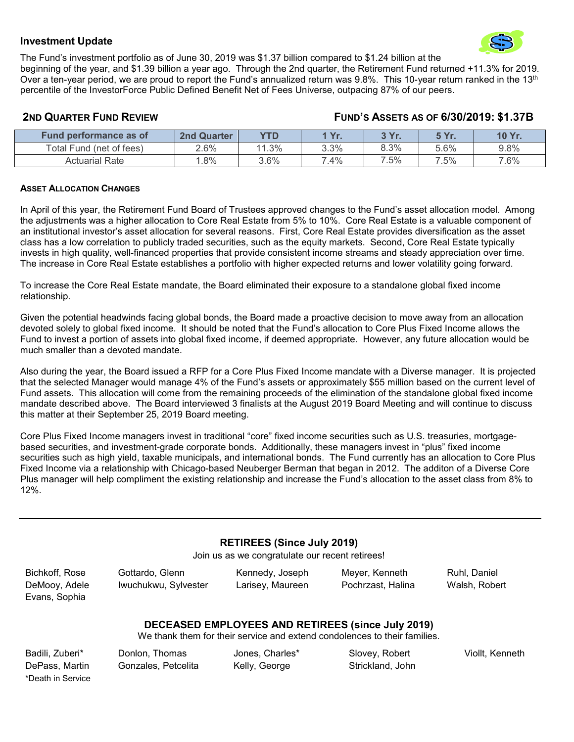## Investment Update

The Fund's investment portfolio as of June 30, 2019 was $1.37 billion compared to $1.24 billion at the beginning of the year, and $1.39 billion a year ago. Through the 2nd quarter, the Retirement Fund returned +11.3% for 2019. Over a ten-year period, we are proud to report the Fund's annualized return was 9.8%. This 10-year return ranked in the 13th percentile of the InvestorForce Public Defined Benefit Net of Fees Universe, outpacing 87% of our peers.

### 2ND QUARTER FUND REVIEW

### FUND'S ASSETS AS OF 6/30/2019: $1.37B

| Fund performance as of | 2nd Quarter | YTD | 1 Yr. | 3 Yr. | 5 Yr. | 10 Yr. |
|---|---|---|---|---|---|---|
| Total Fund (net of fees) | 2.6% | 11.3% | 3.3% | 8.3% | 5.6% | 9.8% |
| Actuarial Rate | 1.8% | 3.6% | 7.4% | 7.5% | 7.5% | 7.6% |

#### ASSET ALLOCATION CHANGES

In April of this year, the Retirement Fund Board of Trustees approved changes to the Fund's asset allocation model. Among the adjustments was a higher allocation to Core Real Estate from 5% to 10%. Core Real Estate is a valuable component of an institutional investor's asset allocation for several reasons. First, Core Real Estate provides diversification as the asset class has a low correlation to publicly traded securities, such as the equity markets. Second, Core Real Estate typically invests in high quality, well-financed properties that provide consistent income streams and steady appreciation over time. The increase in Core Real Estate establishes a portfolio with higher expected returns and lower volatility going forward.

To increase the Core Real Estate mandate, the Board eliminated their exposure to a standalone global fixed income relationship.

Given the potential headwinds facing global bonds, the Board made a proactive decision to move away from an allocation devoted solely to global fixed income. It should be noted that the Fund's allocation to Core Plus Fixed Income allows the Fund to invest a portion of assets into global fixed income, if deemed appropriate. However, any future allocation would be much smaller than a devoted mandate.

Also during the year, the Board issued a RFP for a Core Plus Fixed Income mandate with a Diverse manager. It is projected that the selected Manager would manage 4% of the Fund's assets or approximately $55 million based on the current level of Fund assets. This allocation will come from the remaining proceeds of the elimination of the standalone global fixed income mandate described above. The Board interviewed 3 finalists at the August 2019 Board Meeting and will continue to discuss this matter at their September 25, 2019 Board meeting.

Core Plus Fixed Income managers invest in traditional "core" fixed income securities such as U.S. treasuries, mortgage-based securities, and investment-grade corporate bonds. Additionally, these managers invest in "plus" fixed income securities such as high yield, taxable municipals, and international bonds. The Fund currently has an allocation to Core Plus Fixed Income via a relationship with Chicago-based Neuberger Berman that began in 2012. The additon of a Diverse Core Plus manager will help compliment the existing relationship and increase the Fund's allocation to the asset class from 8% to 12%.

---

### RETIREES (Since July 2019)

Join us as we congratulate our recent retirees!

Bichkoff, Rose
DeMooy, Adele
Evans, Sophia
Gottardo, Glenn
Iwuchukwu, Sylvester
Kennedy, Joseph
Larisey, Maureen
Meyer, Kenneth
Pochrzast, Halina
Ruhl, Daniel
Walsh, Robert

### DECEASED EMPLOYEES AND RETIREES (since July 2019)

We thank them for their service and extend condolences to their families.

Badili, Zuberi*
DePass, Martin
Donlon, Thomas
Gonzales, Petcelita
Jones, Charles*
Kelly, George
Slovey, Robert
Strickland, John
Viollt, Kenneth

*Death in Service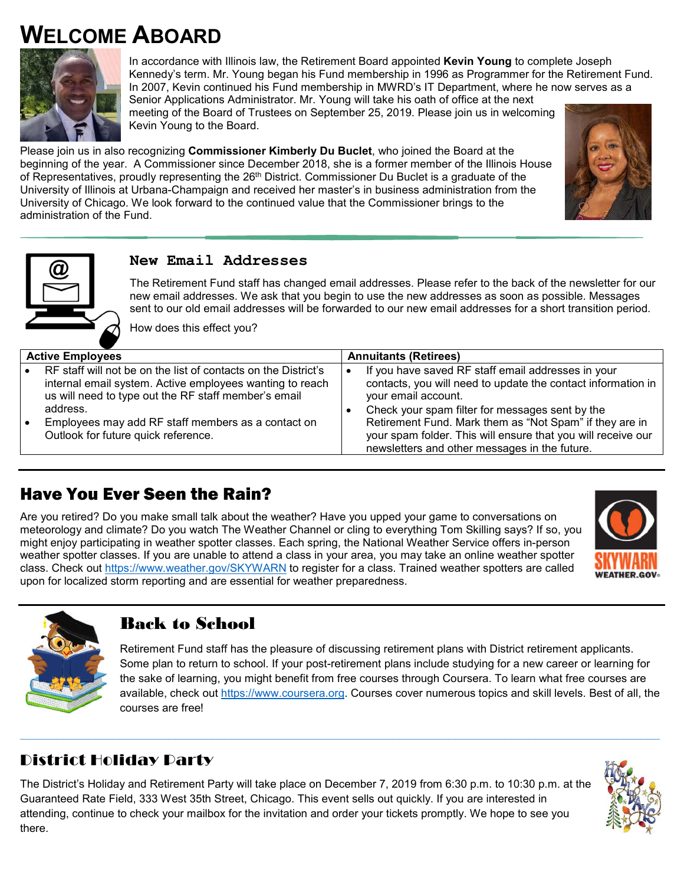# Welcome Aboard

In accordance with Illinois law, the Retirement Board appointed **Kevin Young** to complete Joseph Kennedy's term. Mr. Young began his Fund membership in 1996 as Programmer for the Retirement Fund. In 2007, Kevin continued his Fund membership in MWRD's IT Department, where he now serves as a Senior Applications Administrator. Mr. Young will take his oath of office at the next meeting of the Board of Trustees on September 25, 2019. Please join us in welcoming Kevin Young to the Board.

Please join us in also recognizing **Commissioner Kimberly Du Buclet**, who joined the Board at the beginning of the year. A Commissioner since December 2018, she is a former member of the Illinois House of Representatives, proudly representing the 26th District. Commissioner Du Buclet is a graduate of the University of Illinois at Urbana-Champaign and received her master's in business administration from the University of Chicago. We look forward to the continued value that the Commissioner brings to the administration of the Fund.

## New Email Addresses

The Retirement Fund staff has changed email addresses. Please refer to the back of the newsletter for our new email addresses. We ask that you begin to use the new addresses as soon as possible. Messages sent to our old email addresses will be forwarded to our new email addresses for a short transition period.

How does this effect you?

| Active Employees | Annuitants (Retirees) |
|---|---|
| • RF staff will not be on the list of contacts on the District's internal email system. Active employees wanting to reach us will need to type out the RF staff member's email address.<br>• Employees may add RF staff members as a contact on Outlook for future quick reference. | • If you have saved RF staff email addresses in your contacts, you will need to update the contact information in your email account.<br>• Check your spam filter for messages sent by the Retirement Fund. Mark them as "Not Spam" if they are in your spam folder. This will ensure that you will receive our newsletters and other messages in the future. |

## Have You Ever Seen the Rain?

Are you retired? Do you make small talk about the weather? Have you upped your game to conversations on meteorology and climate? Do you watch The Weather Channel or cling to everything Tom Skilling says? If so, you might enjoy participating in weather spotter classes. Each spring, the National Weather Service offers in-person weather spotter classes. If you are unable to attend a class in your area, you may take an online weather spotter class. Check out https://www.weather.gov/SKYWARN to register for a class. Trained weather spotters are called upon for localized storm reporting and are essential for weather preparedness.

## Back to School

Retirement Fund staff has the pleasure of discussing retirement plans with District retirement applicants. Some plan to return to school. If your post-retirement plans include studying for a new career or learning for the sake of learning, you might benefit from free courses through Coursera. To learn what free courses are available, check out https://www.coursera.org. Courses cover numerous topics and skill levels. Best of all, the courses are free!

## District Holiday Party

The District's Holiday and Retirement Party will take place on December 7, 2019 from 6:30 p.m. to 10:30 p.m. at the Guaranteed Rate Field, 333 West 35th Street, Chicago. This event sells out quickly. If you are interested in attending, continue to check your mailbox for the invitation and order your tickets promptly. We hope to see you there.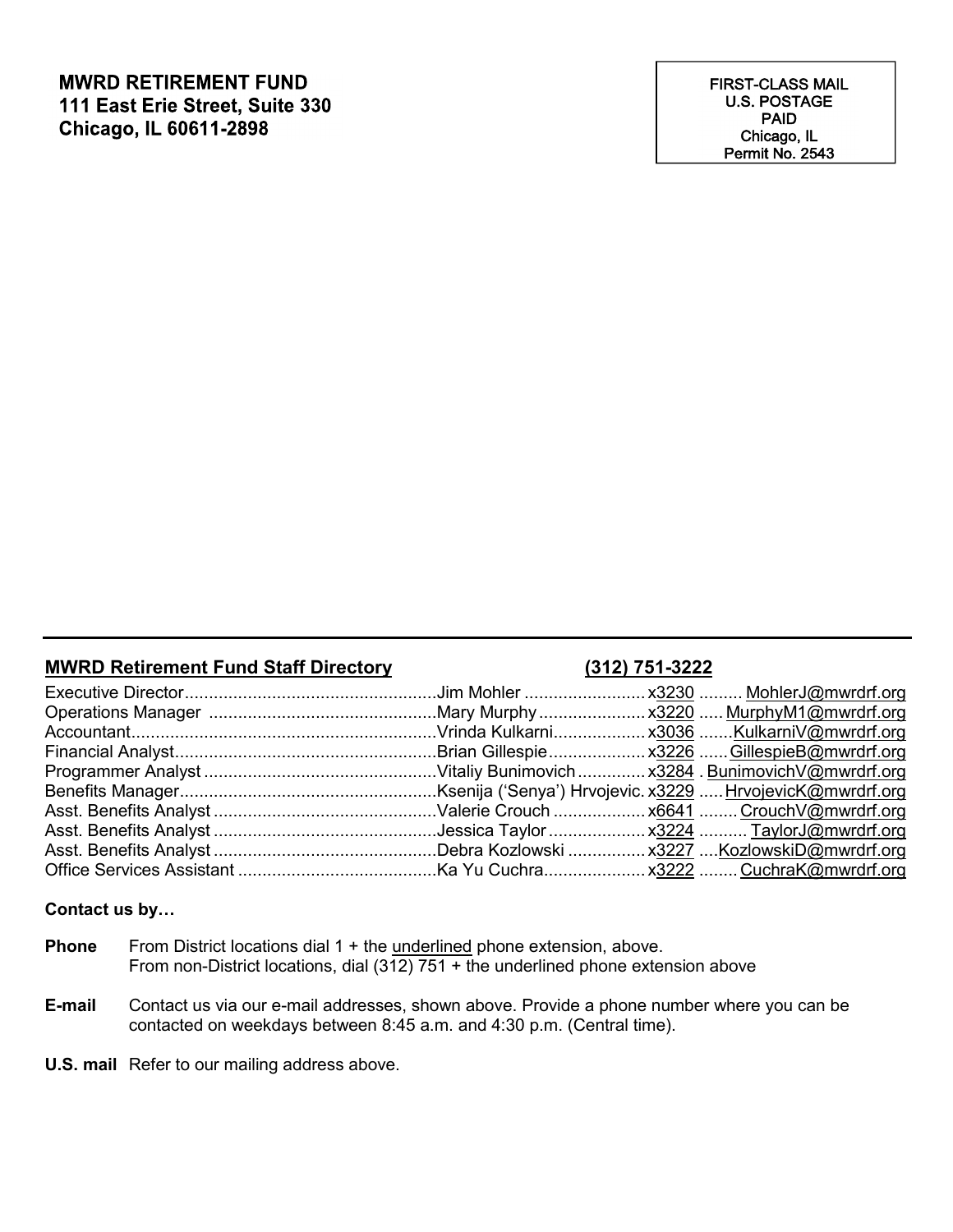**MWRD RETIREMENT FUND**
**111 East Erie Street, Suite 330**
**Chicago, IL 60611-2898**

FIRST-CLASS MAIL
U.S. POSTAGE
PAID
Chicago, IL
Permit No. 2543

## MWRD Retirement Fund Staff Directory (312) 751-3222

| | | | |
|---|---|---|---|
| Executive Director | Jim Mohler | x3230 | MohlerJ@mwrdrf.org |
| Operations Manager | Mary Murphy | x3220 | MurphyM1@mwrdrf.org |
| Accountant | Vrinda Kulkarni | x3036 | KulkarniV@mwrdrf.org |
| Financial Analyst | Brian Gillespie | x3226 | GillespieB@mwrdrf.org |
| Programmer Analyst | Vitaliy Bunimovich | x3284 | BunimovichV@mwrdrf.org |
| Benefits Manager | Ksenija ('Senya') Hrvojevic | x3229 | HrvojevicK@mwrdrf.org |
| Asst. Benefits Analyst | Valerie Crouch | x6641 | CrouchV@mwrdrf.org |
| Asst. Benefits Analyst | Jessica Taylor | x3224 | TaylorJ@mwrdrf.org |
| Asst. Benefits Analyst | Debra Kozlowski | x3227 | KozlowskiD@mwrdrf.org |
| Office Services Assistant | Ka Yu Cuchra | x3222 | CuchraK@mwrdrf.org |

**Contact us by…**

**Phone** From District locations dial 1 + the underlined phone extension, above.
From non-District locations, dial (312) 751 + the underlined phone extension above

**E-mail** Contact us via our e-mail addresses, shown above. Provide a phone number where you can be contacted on weekdays between 8:45 a.m. and 4:30 p.m. (Central time).

**U.S. mail** Refer to our mailing address above.